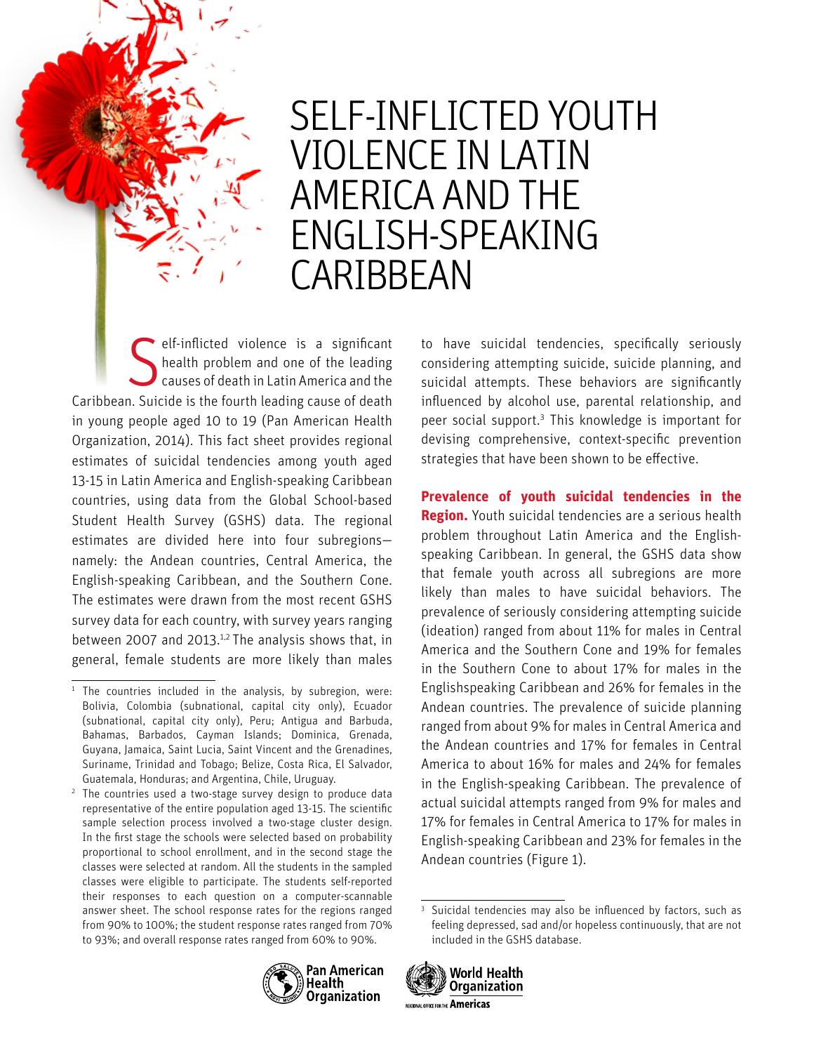# SELF-INFLICTED YOUTH VIOLENCE IN LATIN AMERICA AND THE ENGLISH-SPEAKING CARIBBEAN

Self-inflicted violence is a significant health problem and one of the leading causes of death in Latin America and the Caribbean. Suicide is the fourth leading cause of death in young people aged 10 to 19 (Pan American Health Organization, 2014). This fact sheet provides regional estimates of suicidal tendencies among youth aged 13-15 in Latin America and English-speaking Caribbean countries, using data from the Global School-based Student Health Survey (GSHS) data. The regional estimates are divided here into four subregions—namely: the Andean countries, Central America, the English-speaking Caribbean, and the Southern Cone. The estimates were drawn from the most recent GSHS survey data for each country, with survey years ranging between 2007 and 2013.[1,2] The analysis shows that, in general, female students are more likely than males to have suicidal tendencies, specifically seriously considering attempting suicide, suicide planning, and suicidal attempts. These behaviors are significantly influenced by alcohol use, parental relationship, and peer social support.[3] This knowledge is important for devising comprehensive, context-specific prevention strategies that have been shown to be effective.

**Prevalence of youth suicidal tendencies in the Region.** Youth suicidal tendencies are a serious health problem throughout Latin America and the English-speaking Caribbean. In general, the GSHS data show that female youth across all subregions are more likely than males to have suicidal behaviors. The prevalence of seriously considering attempting suicide (ideation) ranged from about 11% for males in Central America and the Southern Cone and 19% for females in the Southern Cone to about 17% for males in the Englishspeaking Caribbean and 26% for females in the Andean countries. The prevalence of suicide planning ranged from about 9% for males in Central America and the Andean countries and 17% for females in Central America to about 16% for males and 24% for females in the English-speaking Caribbean. The prevalence of actual suicidal attempts ranged from 9% for males and 17% for females in Central America to 17% for males in English-speaking Caribbean and 23% for females in the Andean countries (Figure 1).

---

[1] The countries included in the analysis, by subregion, were: Bolivia, Colombia (subnational, capital city only), Ecuador (subnational, capital city only), Peru; Antigua and Barbuda, Bahamas, Barbados, Cayman Islands; Dominica, Grenada, Guyana, Jamaica, Saint Lucia, Saint Vincent and the Grenadines, Suriname, Trinidad and Tobago; Belize, Costa Rica, El Salvador, Guatemala, Honduras; and Argentina, Chile, Uruguay.

[2] The countries used a two-stage survey design to produce data representative of the entire population aged 13-15. The scientific sample selection process involved a two-stage cluster design. In the first stage the schools were selected based on probability proportional to school enrollment, and in the second stage the classes were selected at random. All the students in the sampled classes were eligible to participate. The students self-reported their responses to each question on a computer-scannable answer sheet. The school response rates for the regions ranged from 90% to 100%; the student response rates ranged from 70% to 93%; and overall response rates ranged from 60% to 90%.

[3] Suicidal tendencies may also be influenced by factors, such as feeling depressed, sad and/or hopeless continuously, that are not included in the GSHS database.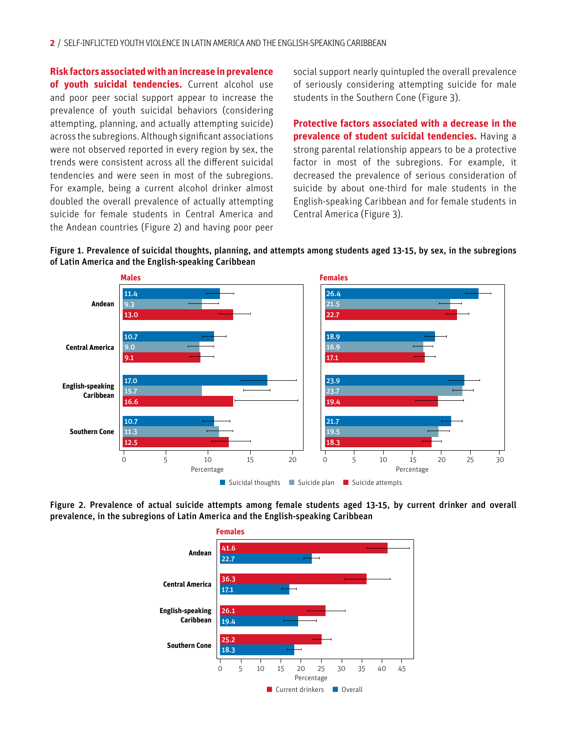**Risk factors associated with an increase in prevalence of youth suicidal tendencies.** Current alcohol use and poor peer social support appear to increase the prevalence of youth suicidal behaviors (considering attempting, planning, and actually attempting suicide) across the subregions. Although significant associations were not observed reported in every region by sex, the trends were consistent across all the different suicidal tendencies and were seen in most of the subregions. For example, being a current alcohol drinker almost doubled the overall prevalence of actually attempting suicide for female students in Central America and the Andean countries (Figure 2) and having poor peer social support nearly quintupled the overall prevalence of seriously considering attempting suicide for male students in the Southern Cone (Figure 3).

**Protective factors associated with a decrease in the prevalence of student suicidal tendencies.** Having a strong parental relationship appears to be a protective factor in most of the subregions. For example, it decreased the prevalence of serious consideration of suicide by about one-third for male students in the English-speaking Caribbean and for female students in Central America (Figure 3).

**Figure 1. Prevalence of suicidal thoughts, planning, and attempts among students aged 13-15, by sex, in the subregions of Latin America and the English-speaking Caribbean**

| Subregion | Males: Suicidal thoughts | Males: Suicide plan | Males: Suicide attempts | Females: Suicidal thoughts | Females: Suicide plan | Females: Suicide attempts |
|---|---|---|---|---|---|---|
| Andean | 11.4 | 9.3 | 13.0 | 26.4 | 21.5 | 22.7 |
| Central America | 10.7 | 9.0 | 9.1 | 18.9 | 16.9 | 17.1 |
| English-speaking Caribbean | 17.0 | 15.7 | 16.6 | 23.9 | 23.7 | 19.4 |
| Southern Cone | 10.7 | 11.3 | 12.5 | 21.7 | 19.5 | 18.3 |

Percentage

**Figure 2. Prevalence of actual suicide attempts among female students aged 13-15, by current drinker and overall prevalence, in the subregions of Latin America and the English-speaking Caribbean**

| Subregion (Females) | Current drinkers | Overall |
|---|---|---|
| Andean | 41.6 | 22.7 |
| Central America | 36.3 | 17.1 |
| English-speaking Caribbean | 26.1 | 19.4 |
| Southern Cone | 25.2 | 18.3 |

Percentage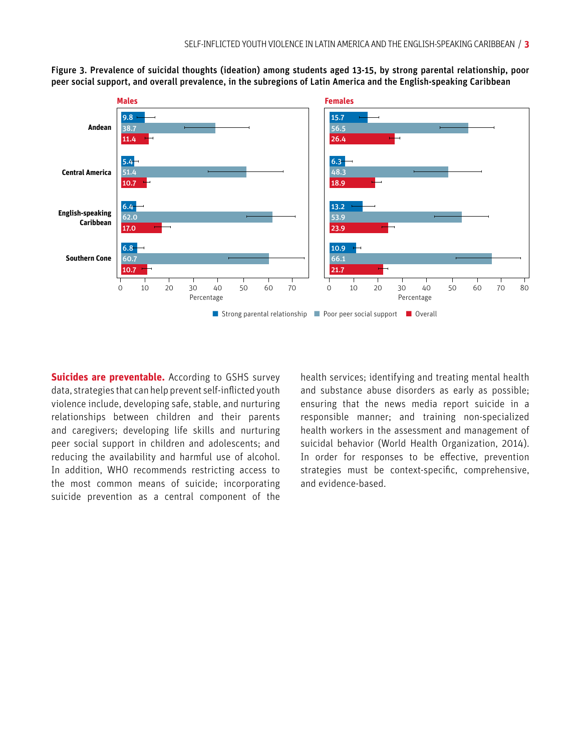**Figure 3. Prevalence of suicidal thoughts (ideation) among students aged 13-15, by strong parental relationship, poor peer social support, and overall prevalence, in the subregions of Latin America and the English-speaking Caribbean**

| Subregion | Males: Strong parental relationship | Males: Poor peer social support | Males: Overall | Females: Strong parental relationship | Females: Poor peer social support | Females: Overall |
| --- | --- | --- | --- | --- | --- | --- |
| Andean | 9.8 | 38.7 | 11.4 | 15.7 | 56.5 | 26.4 |
| Central America | 5.4 | 51.4 | 10.7 | 6.3 | 48.3 | 18.9 |
| English-speaking Caribbean | 6.4 | 62.0 | 17.0 | 13.2 | 53.9 | 23.9 |
| Southern Cone | 6.8 | 60.7 | 10.7 | 10.9 | 66.1 | 21.7 |

**Suicides are preventable.** According to GSHS survey data, strategies that can help prevent self-inflicted youth violence include, developing safe, stable, and nurturing relationships between children and their parents and caregivers; developing life skills and nurturing peer social support in children and adolescents; and reducing the availability and harmful use of alcohol. In addition, WHO recommends restricting access to the most common means of suicide; incorporating suicide prevention as a central component of the health services; identifying and treating mental health and substance abuse disorders as early as possible; ensuring that the news media report suicide in a responsible manner; and training non-specialized health workers in the assessment and management of suicidal behavior (World Health Organization, 2014). In order for responses to be effective, prevention strategies must be context-specific, comprehensive, and evidence-based.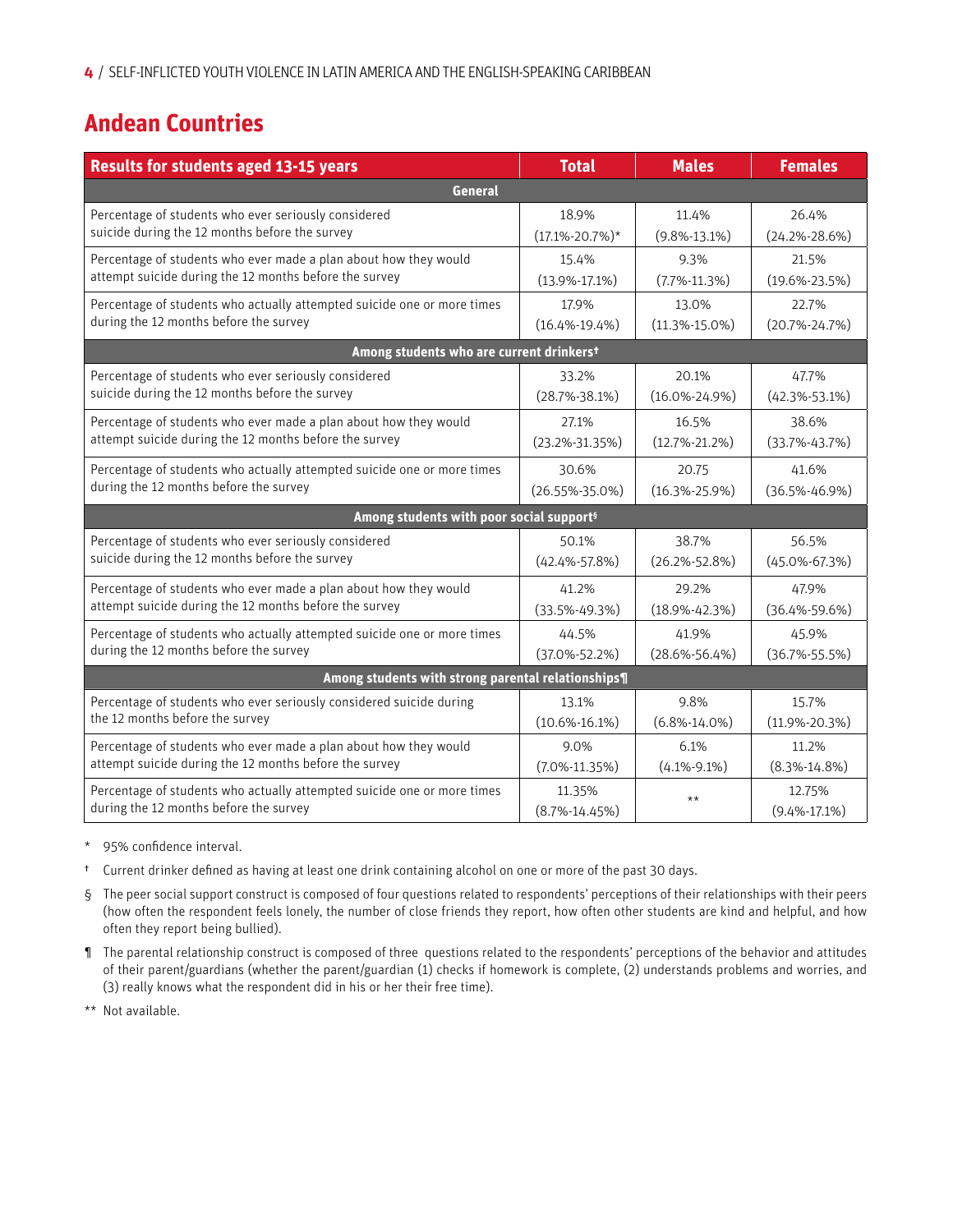## Andean Countries

| Results for students aged 13-15 years | Total | Males | Females |
|---|---|---|---|
| **General** | | | |
| Percentage of students who ever seriously considered suicide during the 12 months before the survey | 18.9% (17.1%-20.7%)* | 11.4% (9.8%-13.1%) | 26.4% (24.2%-28.6%) |
| Percentage of students who ever made a plan about how they would attempt suicide during the 12 months before the survey | 15.4% (13.9%-17.1%) | 9.3% (7.7%-11.3%) | 21.5% (19.6%-23.5%) |
| Percentage of students who actually attempted suicide one or more times during the 12 months before the survey | 17.9% (16.4%-19.4%) | 13.0% (11.3%-15.0%) | 22.7% (20.7%-24.7%) |
| **Among students who are current drinkers†** | | | |
| Percentage of students who ever seriously considered suicide during the 12 months before the survey | 33.2% (28.7%-38.1%) | 20.1% (16.0%-24.9%) | 47.7% (42.3%-53.1%) |
| Percentage of students who ever made a plan about how they would attempt suicide during the 12 months before the survey | 27.1% (23.2%-31.35%) | 16.5% (12.7%-21.2%) | 38.6% (33.7%-43.7%) |
| Percentage of students who actually attempted suicide one or more times during the 12 months before the survey | 30.6% (26.55%-35.0%) | 20.75 (16.3%-25.9%) | 41.6% (36.5%-46.9%) |
| **Among students with poor social support§** | | | |
| Percentage of students who ever seriously considered suicide during the 12 months before the survey | 50.1% (42.4%-57.8%) | 38.7% (26.2%-52.8%) | 56.5% (45.0%-67.3%) |
| Percentage of students who ever made a plan about how they would attempt suicide during the 12 months before the survey | 41.2% (33.5%-49.3%) | 29.2% (18.9%-42.3%) | 47.9% (36.4%-59.6%) |
| Percentage of students who actually attempted suicide one or more times during the 12 months before the survey | 44.5% (37.0%-52.2%) | 41.9% (28.6%-56.4%) | 45.9% (36.7%-55.5%) |
| **Among students with strong parental relationships¶** | | | |
| Percentage of students who ever seriously considered suicide during the 12 months before the survey | 13.1% (10.6%-16.1%) | 9.8% (6.8%-14.0%) | 15.7% (11.9%-20.3%) |
| Percentage of students who ever made a plan about how they would attempt suicide during the 12 months before the survey | 9.0% (7.0%-11.35%) | 6.1% (4.1%-9.1%) | 11.2% (8.3%-14.8%) |
| Percentage of students who actually attempted suicide one or more times during the 12 months before the survey | 11.35% (8.7%-14.45%) | ** | 12.75% (9.4%-17.1%) |

\* 95% confidence interval.

† Current drinker defined as having at least one drink containing alcohol on one or more of the past 30 days.

§ The peer social support construct is composed of four questions related to respondents' perceptions of their relationships with their peers (how often the respondent feels lonely, the number of close friends they report, how often other students are kind and helpful, and how often they report being bullied).

¶ The parental relationship construct is composed of three questions related to the respondents' perceptions of the behavior and attitudes of their parent/guardians (whether the parent/guardian (1) checks if homework is complete, (2) understands problems and worries, and (3) really knows what the respondent did in his or her their free time).

** Not available.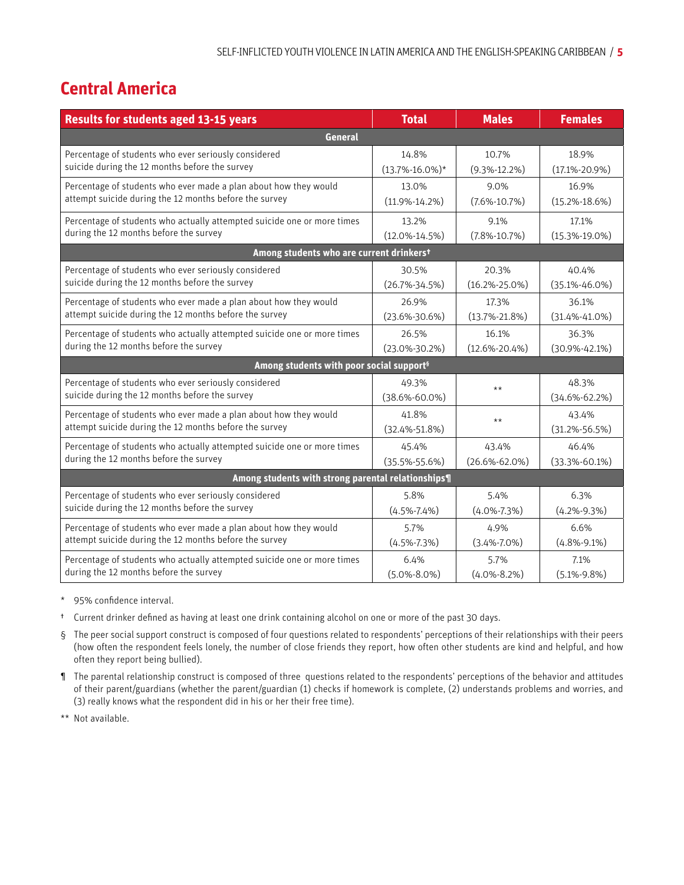## Central America

| Results for students aged 13-15 years | Total | Males | Females |
|---|---|---|---|
| **General** | | | |
| Percentage of students who ever seriously considered suicide during the 12 months before the survey | 14.8% (13.7%-16.0%)* | 10.7% (9.3%-12.2%) | 18.9% (17.1%-20.9%) |
| Percentage of students who ever made a plan about how they would attempt suicide during the 12 months before the survey | 13.0% (11.9%-14.2%) | 9.0% (7.6%-10.7%) | 16.9% (15.2%-18.6%) |
| Percentage of students who actually attempted suicide one or more times during the 12 months before the survey | 13.2% (12.0%-14.5%) | 9.1% (7.8%-10.7%) | 17.1% (15.3%-19.0%) |
| **Among students who are current drinkers†** | | | |
| Percentage of students who ever seriously considered suicide during the 12 months before the survey | 30.5% (26.7%-34.5%) | 20.3% (16.2%-25.0%) | 40.4% (35.1%-46.0%) |
| Percentage of students who ever made a plan about how they would attempt suicide during the 12 months before the survey | 26.9% (23.6%-30.6%) | 17.3% (13.7%-21.8%) | 36.1% (31.4%-41.0%) |
| Percentage of students who actually attempted suicide one or more times during the 12 months before the survey | 26.5% (23.0%-30.2%) | 16.1% (12.6%-20.4%) | 36.3% (30.9%-42.1%) |
| **Among students with poor social support§** | | | |
| Percentage of students who ever seriously considered suicide during the 12 months before the survey | 49.3% (38.6%-60.0%) | ** | 48.3% (34.6%-62.2%) |
| Percentage of students who ever made a plan about how they would attempt suicide during the 12 months before the survey | 41.8% (32.4%-51.8%) | ** | 43.4% (31.2%-56.5%) |
| Percentage of students who actually attempted suicide one or more times during the 12 months before the survey | 45.4% (35.5%-55.6%) | 43.4% (26.6%-62.0%) | 46.4% (33.3%-60.1%) |
| **Among students with strong parental relationships¶** | | | |
| Percentage of students who ever seriously considered suicide during the 12 months before the survey | 5.8% (4.5%-7.4%) | 5.4% (4.0%-7.3%) | 6.3% (4.2%-9.3%) |
| Percentage of students who ever made a plan about how they would attempt suicide during the 12 months before the survey | 5.7% (4.5%-7.3%) | 4.9% (3.4%-7.0%) | 6.6% (4.8%-9.1%) |
| Percentage of students who actually attempted suicide one or more times during the 12 months before the survey | 6.4% (5.0%-8.0%) | 5.7% (4.0%-8.2%) | 7.1% (5.1%-9.8%) |

\* 95% confidence interval.

† Current drinker defined as having at least one drink containing alcohol on one or more of the past 30 days.

§ The peer social support construct is composed of four questions related to respondents' perceptions of their relationships with their peers (how often the respondent feels lonely, the number of close friends they report, how often other students are kind and helpful, and how often they report being bullied).

¶ The parental relationship construct is composed of three questions related to the respondents' perceptions of the behavior and attitudes of their parent/guardians (whether the parent/guardian (1) checks if homework is complete, (2) understands problems and worries, and (3) really knows what the respondent did in his or her their free time).

** Not available.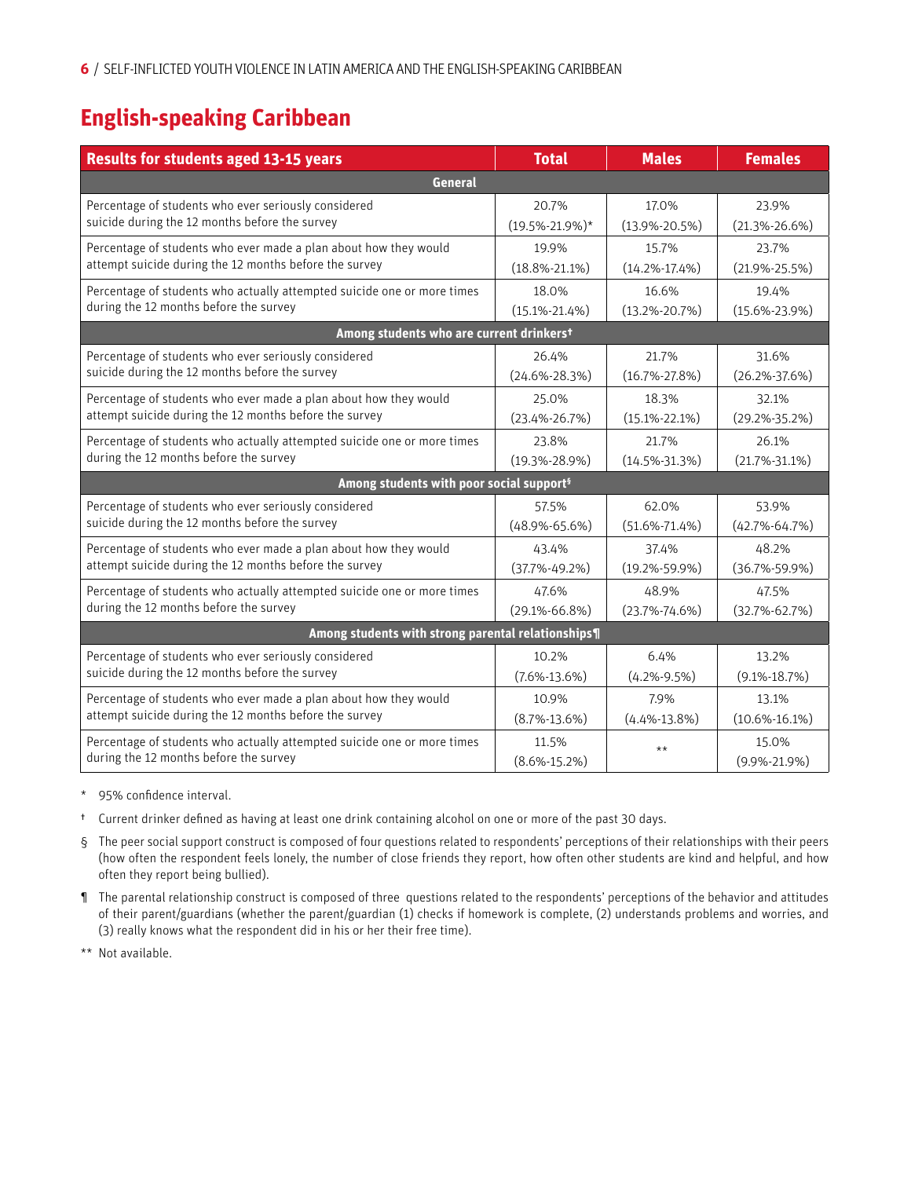## English-speaking Caribbean

| Results for students aged 13-15 years | Total | Males | Females |
|---|---|---|---|
| **General** | | | |
| Percentage of students who ever seriously considered suicide during the 12 months before the survey | 20.7% (19.5%-21.9%)* | 17.0% (13.9%-20.5%) | 23.9% (21.3%-26.6%) |
| Percentage of students who ever made a plan about how they would attempt suicide during the 12 months before the survey | 19.9% (18.8%-21.1%) | 15.7% (14.2%-17.4%) | 23.7% (21.9%-25.5%) |
| Percentage of students who actually attempted suicide one or more times during the 12 months before the survey | 18.0% (15.1%-21.4%) | 16.6% (13.2%-20.7%) | 19.4% (15.6%-23.9%) |
| **Among students who are current drinkers†** | | | |
| Percentage of students who ever seriously considered suicide during the 12 months before the survey | 26.4% (24.6%-28.3%) | 21.7% (16.7%-27.8%) | 31.6% (26.2%-37.6%) |
| Percentage of students who ever made a plan about how they would attempt suicide during the 12 months before the survey | 25.0% (23.4%-26.7%) | 18.3% (15.1%-22.1%) | 32.1% (29.2%-35.2%) |
| Percentage of students who actually attempted suicide one or more times during the 12 months before the survey | 23.8% (19.3%-28.9%) | 21.7% (14.5%-31.3%) | 26.1% (21.7%-31.1%) |
| **Among students with poor social support§** | | | |
| Percentage of students who ever seriously considered suicide during the 12 months before the survey | 57.5% (48.9%-65.6%) | 62.0% (51.6%-71.4%) | 53.9% (42.7%-64.7%) |
| Percentage of students who ever made a plan about how they would attempt suicide during the 12 months before the survey | 43.4% (37.7%-49.2%) | 37.4% (19.2%-59.9%) | 48.2% (36.7%-59.9%) |
| Percentage of students who actually attempted suicide one or more times during the 12 months before the survey | 47.6% (29.1%-66.8%) | 48.9% (23.7%-74.6%) | 47.5% (32.7%-62.7%) |
| **Among students with strong parental relationships¶** | | | |
| Percentage of students who ever seriously considered suicide during the 12 months before the survey | 10.2% (7.6%-13.6%) | 6.4% (4.2%-9.5%) | 13.2% (9.1%-18.7%) |
| Percentage of students who ever made a plan about how they would attempt suicide during the 12 months before the survey | 10.9% (8.7%-13.6%) | 7.9% (4.4%-13.8%) | 13.1% (10.6%-16.1%) |
| Percentage of students who actually attempted suicide one or more times during the 12 months before the survey | 11.5% (8.6%-15.2%) | ** | 15.0% (9.9%-21.9%) |

\* 95% confidence interval.

† Current drinker defined as having at least one drink containing alcohol on one or more of the past 30 days.

§ The peer social support construct is composed of four questions related to respondents' perceptions of their relationships with their peers (how often the respondent feels lonely, the number of close friends they report, how often other students are kind and helpful, and how often they report being bullied).

¶ The parental relationship construct is composed of three questions related to the respondents' perceptions of the behavior and attitudes of their parent/guardians (whether the parent/guardian (1) checks if homework is complete, (2) understands problems and worries, and (3) really knows what the respondent did in his or her their free time).

** Not available.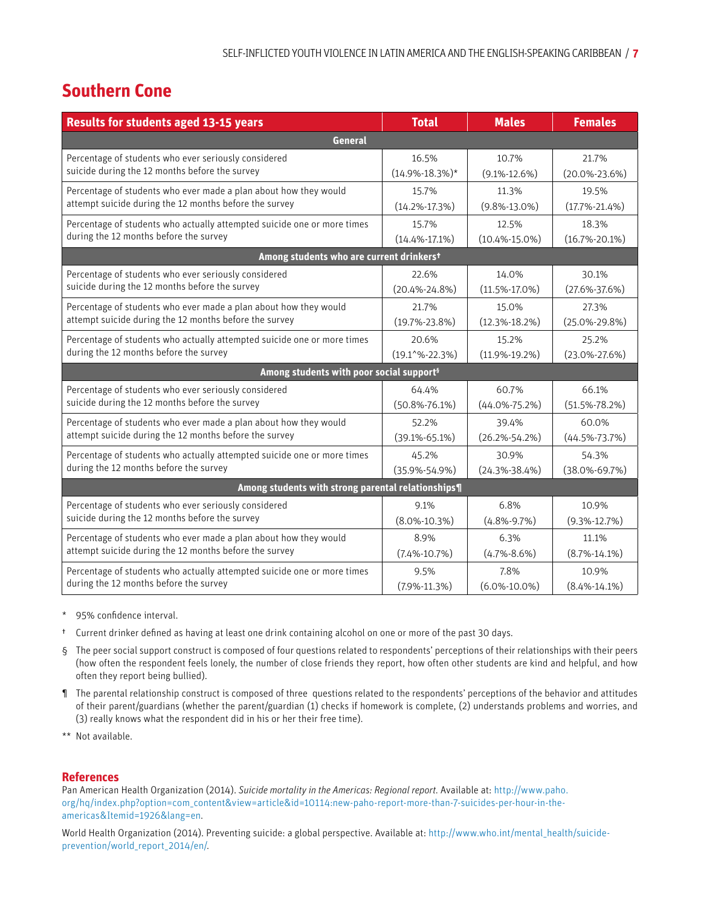## Southern Cone

| Results for students aged 13-15 years | Total | Males | Females |
|---|---|---|---|
| **General** | | | |
| Percentage of students who ever seriously considered suicide during the 12 months before the survey | 16.5% (14.9%-18.3%)* | 10.7% (9.1%-12.6%) | 21.7% (20.0%-23.6%) |
| Percentage of students who ever made a plan about how they would attempt suicide during the 12 months before the survey | 15.7% (14.2%-17.3%) | 11.3% (9.8%-13.0%) | 19.5% (17.7%-21.4%) |
| Percentage of students who actually attempted suicide one or more times during the 12 months before the survey | 15.7% (14.4%-17.1%) | 12.5% (10.4%-15.0%) | 18.3% (16.7%-20.1%) |
| **Among students who are current drinkers†** | | | |
| Percentage of students who ever seriously considered suicide during the 12 months before the survey | 22.6% (20.4%-24.8%) | 14.0% (11.5%-17.0%) | 30.1% (27.6%-37.6%) |
| Percentage of students who ever made a plan about how they would attempt suicide during the 12 months before the survey | 21.7% (19.7%-23.8%) | 15.0% (12.3%-18.2%) | 27.3% (25.0%-29.8%) |
| Percentage of students who actually attempted suicide one or more times during the 12 months before the survey | 20.6% (19.1^%-22.3%) | 15.2% (11.9%-19.2%) | 25.2% (23.0%-27.6%) |
| **Among students with poor social support§** | | | |
| Percentage of students who ever seriously considered suicide during the 12 months before the survey | 64.4% (50.8%-76.1%) | 60.7% (44.0%-75.2%) | 66.1% (51.5%-78.2%) |
| Percentage of students who ever made a plan about how they would attempt suicide during the 12 months before the survey | 52.2% (39.1%-65.1%) | 39.4% (26.2%-54.2%) | 60.0% (44.5%-73.7%) |
| Percentage of students who actually attempted suicide one or more times during the 12 months before the survey | 45.2% (35.9%-54.9%) | 30.9% (24.3%-38.4%) | 54.3% (38.0%-69.7%) |
| **Among students with strong parental relationships¶** | | | |
| Percentage of students who ever seriously considered suicide during the 12 months before the survey | 9.1% (8.0%-10.3%) | 6.8% (4.8%-9.7%) | 10.9% (9.3%-12.7%) |
| Percentage of students who ever made a plan about how they would attempt suicide during the 12 months before the survey | 8.9% (7.4%-10.7%) | 6.3% (4.7%-8.6%) | 11.1% (8.7%-14.1%) |
| Percentage of students who actually attempted suicide one or more times during the 12 months before the survey | 9.5% (7.9%-11.3%) | 7.8% (6.0%-10.0%) | 10.9% (8.4%-14.1%) |

\* 95% confidence interval.

† Current drinker defined as having at least one drink containing alcohol on one or more of the past 30 days.

§ The peer social support construct is composed of four questions related to respondents' perceptions of their relationships with their peers (how often the respondent feels lonely, the number of close friends they report, how often other students are kind and helpful, and how often they report being bullied).

¶ The parental relationship construct is composed of three questions related to the respondents' perceptions of the behavior and attitudes of their parent/guardians (whether the parent/guardian (1) checks if homework is complete, (2) understands problems and worries, and (3) really knows what the respondent did in his or her their free time).

\*\* Not available.

### References

Pan American Health Organization (2014). *Suicide mortality in the Americas: Regional report*. Available at: http://www.paho.org/hq/index.php?option=com_content&view=article&id=10114:new-paho-report-more-than-7-suicides-per-hour-in-the-americas&Itemid=1926&lang=en.

World Health Organization (2014). Preventing suicide: a global perspective. Available at: http://www.who.int/mental_health/suicide-prevention/world_report_2014/en/.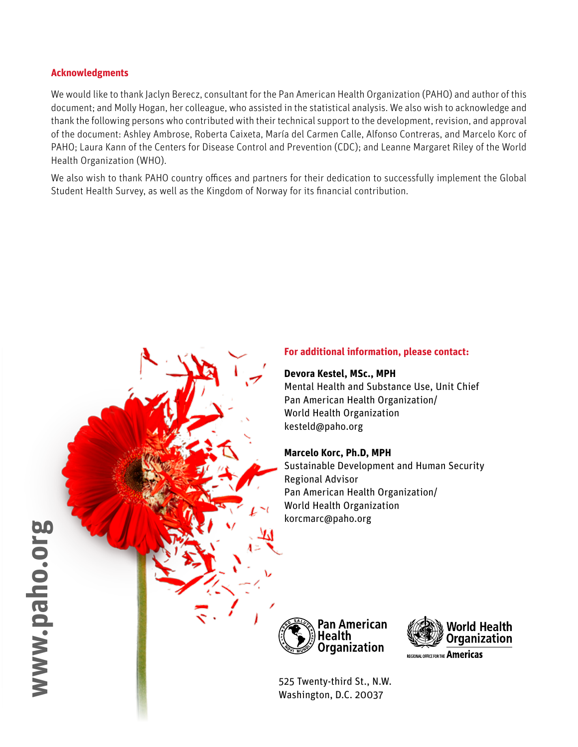## Acknowledgments

We would like to thank Jaclyn Berecz, consultant for the Pan American Health Organization (PAHO) and author of this document; and Molly Hogan, her colleague, who assisted in the statistical analysis. We also wish to acknowledge and thank the following persons who contributed with their technical support to the development, revision, and approval of the document: Ashley Ambrose, Roberta Caixeta, María del Carmen Calle, Alfonso Contreras, and Marcelo Korc of PAHO; Laura Kann of the Centers for Disease Control and Prevention (CDC); and Leanne Margaret Riley of the World Health Organization (WHO).

We also wish to thank PAHO country offices and partners for their dedication to successfully implement the Global Student Health Survey, as well as the Kingdom of Norway for its financial contribution.

**For additional information, please contact:**

**Devora Kestel, MSc., MPH**
Mental Health and Substance Use, Unit Chief
Pan American Health Organization/
World Health Organization
kesteld@paho.org

**Marcelo Korc, Ph.D, MPH**
Sustainable Development and Human Security
Regional Advisor
Pan American Health Organization/
World Health Organization
korcmarc@paho.org

Pan American Health Organization

World Health Organization
REGIONAL OFFICE FOR THE Americas

525 Twenty-third St., N.W.
Washington, D.C. 20037

**www.paho.org**